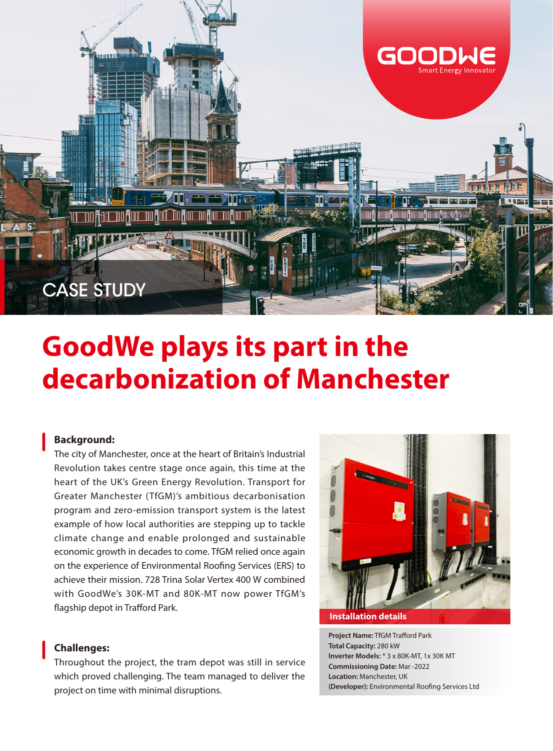CASE STUDY

# GoodWe plays its part in the decarbonization of Manchester

## Background:

The city of Manchester, once at the heart of Britain's Industrial Revolution takes centre stage once again, this time at the heart of the UK's Green Energy Revolution. Transport for Greater Manchester (TfGM)'s ambitious decarbonisation program and zero-emission transport system is the latest example of how local authorities are stepping up to tackle climate change and enable prolonged and sustainable economic growth in decades to come. TfGM relied once again on the experience of Environmental Roofing Services (ERS) to achieve their mission. 728 Trina Solar Vertex 400 W combined with GoodWe's 30K-MT and 80K-MT now power TfGM's flagship depot in Trafford Park.

## Challenges:

Throughout the project, the tram depot was still in service which proved challenging. The team managed to deliver the project on time with minimal disruptions.

### Installation details

**Project Name:** TfGM Trafford Park
**Total Capacity:** 280 kW
**Inverter Models:** * 3 x 80K-MT, 1x 30K MT
**Commissioning Date:** Mar -2022
**Location:** Manchester, UK
**(Developer):** Environmental Roofing Services Ltd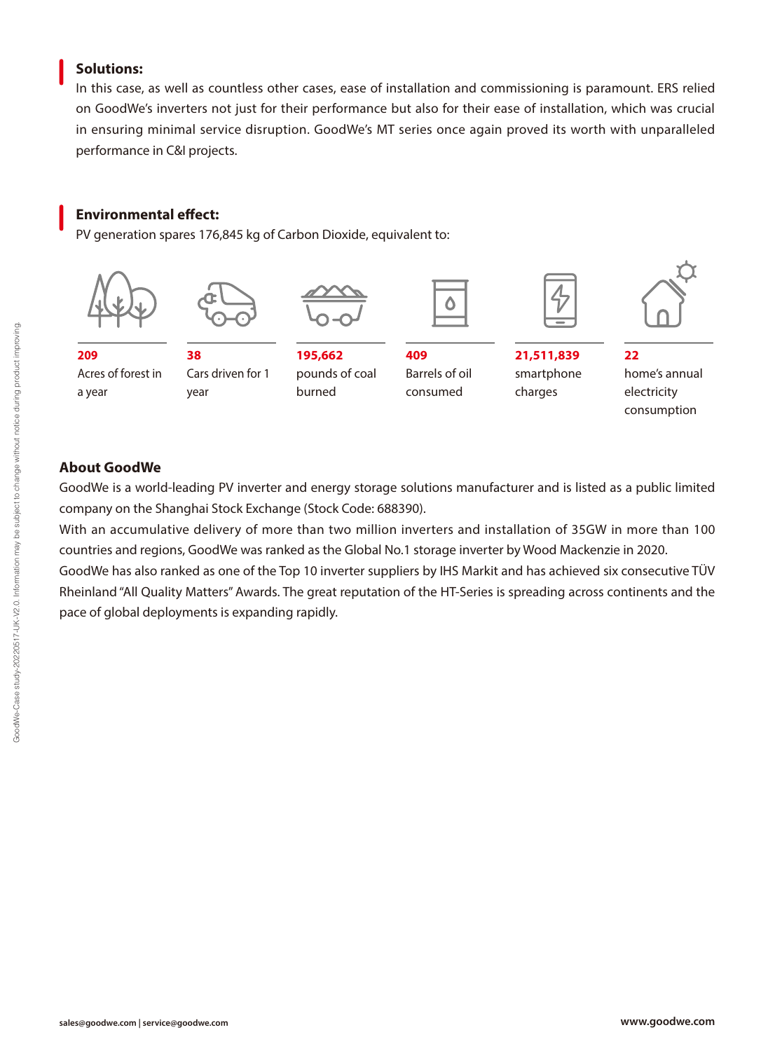### Solutions:

In this case, as well as countless other cases, ease of installation and commissioning is paramount. ERS relied on GoodWe's inverters not just for their performance but also for their ease of installation, which was crucial in ensuring minimal service disruption. GoodWe's MT series once again proved its worth with unparalleled performance in C&I projects.

### Environmental effect:

PV generation spares 176,845 kg of Carbon Dioxide, equivalent to:

**209**
Acres of forest in a year

**38**
Cars driven for 1 year

**195,662**
pounds of coal burned

**409**
Barrels of oil consumed

**21,511,839**
smartphone charges

**22**
home's annual electricity consumption

### About GoodWe

GoodWe is a world-leading PV inverter and energy storage solutions manufacturer and is listed as a public limited company on the Shanghai Stock Exchange (Stock Code: 688390).

With an accumulative delivery of more than two million inverters and installation of 35GW in more than 100 countries and regions, GoodWe was ranked as the Global No.1 storage inverter by Wood Mackenzie in 2020.

GoodWe has also ranked as one of the Top 10 inverter suppliers by IHS Markit and has achieved six consecutive TÜV Rheinland "All Quality Matters" Awards. The great reputation of the HT-Series is spreading across continents and the pace of global deployments is expanding rapidly.

GoodWe-Case study-20220517-UK-V2.0. Information may be subject to change without notice during product improving.

sales@goodwe.com | service@goodwe.com

www.goodwe.com